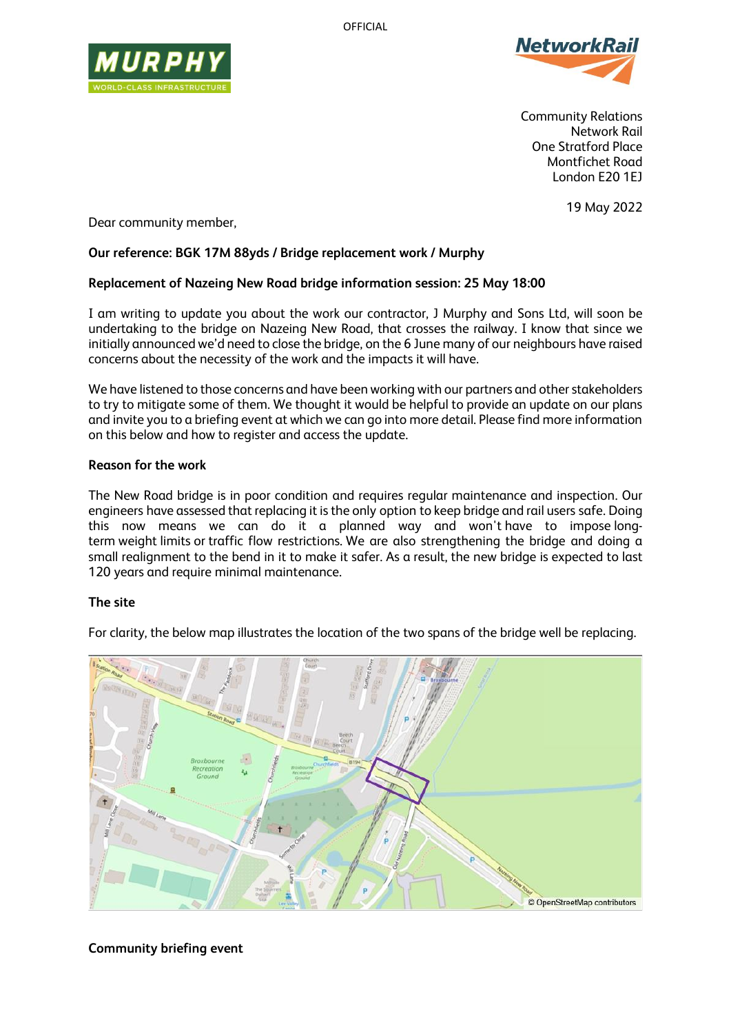OFFICIAL

Community Relations
Network Rail
One Stratford Place
Montfichet Road
London E20 1EJ

19 May 2022

Dear community member,

**Our reference: BGK 17M 88yds / Bridge replacement work / Murphy**

**Replacement of Nazeing New Road bridge information session: 25 May 18:00**

I am writing to update you about the work our contractor, J Murphy and Sons Ltd, will soon be undertaking to the bridge on Nazeing New Road, that crosses the railway. I know that since we initially announced we'd need to close the bridge, on the 6 June many of our neighbours have raised concerns about the necessity of the work and the impacts it will have.

We have listened to those concerns and have been working with our partners and other stakeholders to try to mitigate some of them. We thought it would be helpful to provide an update on our plans and invite you to a briefing event at which we can go into more detail. Please find more information on this below and how to register and access the update.

**Reason for the work**

The New Road bridge is in poor condition and requires regular maintenance and inspection. Our engineers have assessed that replacing it is the only option to keep bridge and rail users safe. Doing this now means we can do it a planned way and won't have to impose long-term weight limits or traffic flow restrictions. We are also strengthening the bridge and doing a small realignment to the bend in it to make it safer. As a result, the new bridge is expected to last 120 years and require minimal maintenance.

**The site**

For clarity, the below map illustrates the location of the two spans of the bridge well be replacing.

© OpenStreetMap contributors

**Community briefing event**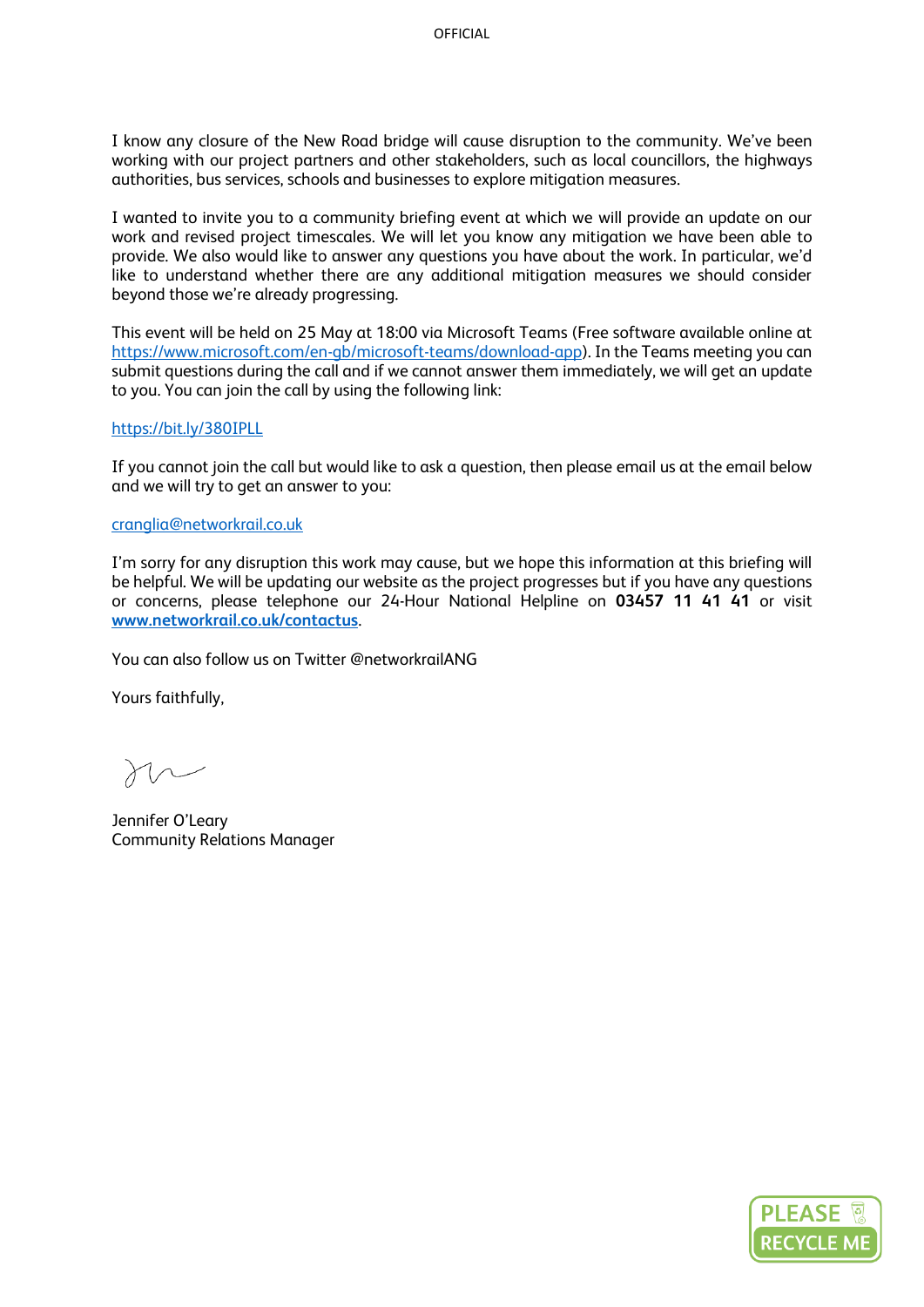I know any closure of the New Road bridge will cause disruption to the community. We've been working with our project partners and other stakeholders, such as local councillors, the highways authorities, bus services, schools and businesses to explore mitigation measures.

I wanted to invite you to a community briefing event at which we will provide an update on our work and revised project timescales. We will let you know any mitigation we have been able to provide. We also would like to answer any questions you have about the work. In particular, we'd like to understand whether there are any additional mitigation measures we should consider beyond those we're already progressing.

This event will be held on 25 May at 18:00 via Microsoft Teams (Free software available online at https://www.microsoft.com/en-gb/microsoft-teams/download-app). In the Teams meeting you can submit questions during the call and if we cannot answer them immediately, we will get an update to you. You can join the call by using the following link:

https://bit.ly/38OIPLL

If you cannot join the call but would like to ask a question, then please email us at the email below and we will try to get an answer to you:

cranglia@networkrail.co.uk

I'm sorry for any disruption this work may cause, but we hope this information at this briefing will be helpful. We will be updating our website as the project progresses but if you have any questions or concerns, please telephone our 24-Hour National Helpline on **03457 11 41 41** or visit **www.networkrail.co.uk/contactus**.

You can also follow us on Twitter @networkrailANG

Yours faithfully,

Jennifer O'Leary
Community Relations Manager

PLEASE RECYCLE ME